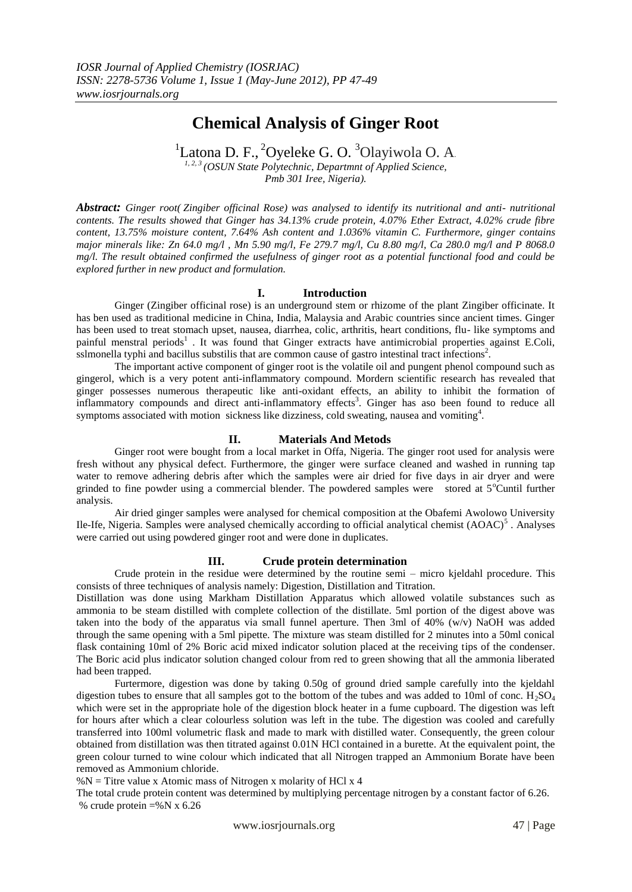# Chemical Analysis of Ginger Root

[1]Latona D. F., [2]Oyeleke G. O. [3]Olayiwola O. A.

*[1, 2, 3] (OSUN State Polytechnic, Departmnt of Applied Science, Pmb 301 Iree, Nigeria).*

***Abstract:*** *Ginger root( Zingiber officinal Rose) was analysed to identify its nutritional and anti- nutritional contents. The results showed that Ginger has 34.13% crude protein, 4.07% Ether Extract, 4.02% crude fibre content, 13.75% moisture content, 7.64% Ash content and 1.036% vitamin C. Furthermore, ginger contains major minerals like: Zn 64.0 mg/l , Mn 5.90 mg/l, Fe 279.7 mg/l, Cu 8.80 mg/l, Ca 280.0 mg/l and P 8068.0 mg/l. The result obtained confirmed the usefulness of ginger root as a potential functional food and could be explored further in new product and formulation.*

## I. Introduction

Ginger (Zingiber officinal rose) is an underground stem or rhizome of the plant Zingiber officinate. It has ben used as traditional medicine in China, India, Malaysia and Arabic countries since ancient times. Ginger has been used to treat stomach upset, nausea, diarrhea, colic, arthritis, heart conditions, flu- like symptoms and painful menstral periods[1] . It was found that Ginger extracts have antimicrobial properties against E.Coli, sslmonella typhi and bacillus substilis that are common cause of gastro intestinal tract infections[2].

The important active component of ginger root is the volatile oil and pungent phenol compound such as gingerol, which is a very potent anti-inflammatory compound. Mordern scientific research has revealed that ginger possesses numerous therapeutic like anti-oxidant effects, an ability to inhibit the formation of inflammatory compounds and direct anti-inflammatory effects[3]. Ginger has aso been found to reduce all symptoms associated with motion sickness like dizziness, cold sweating, nausea and vomiting[4].

## II. Materials And Metods

Ginger root were bought from a local market in Offa, Nigeria. The ginger root used for analysis were fresh without any physical defect. Furthermore, the ginger were surface cleaned and washed in running tap water to remove adhering debris after which the samples were air dried for five days in air dryer and were grinded to fine powder using a commercial blender. The powdered samples were stored at 5°Cuntil further analysis.

Air dried ginger samples were analysed for chemical composition at the Obafemi Awolowo University Ile-Ife, Nigeria. Samples were analysed chemically according to official analytical chemist (AOAC)[5] . Analyses were carried out using powdered ginger root and were done in duplicates.

## III. Crude protein determination

Crude protein in the residue were determined by the routine semi – micro kjeldahl procedure. This consists of three techniques of analysis namely: Digestion, Distillation and Titration.

Distillation was done using Markham Distillation Apparatus which allowed volatile substances such as ammonia to be steam distilled with complete collection of the distillate. 5ml portion of the digest above was taken into the body of the apparatus via small funnel aperture. Then 3ml of 40% (w/v) NaOH was added through the same opening with a 5ml pipette. The mixture was steam distilled for 2 minutes into a 50ml conical flask containing 10ml of 2% Boric acid mixed indicator solution placed at the receiving tips of the condenser. The Boric acid plus indicator solution changed colour from red to green showing that all the ammonia liberated had been trapped.

Furtermore, digestion was done by taking 0.50g of ground dried sample carefully into the kjeldahl digestion tubes to ensure that all samples got to the bottom of the tubes and was added to 10ml of conc. $H_2SO_4$ which were set in the appropriate hole of the digestion block heater in a fume cupboard. The digestion was left for hours after which a clear colourless solution was left in the tube. The digestion was cooled and carefully transferred into 100ml volumetric flask and made to mark with distilled water. Consequently, the green colour obtained from distillation was then titrated against 0.01N HCl contained in a burette. At the equivalent point, the green colour turned to wine colour which indicated that all Nitrogen trapped an Ammonium Borate have been removed as Ammonium chloride.

%N = Titre value x Atomic mass of Nitrogen x molarity of HCl x 4

The total crude protein content was determined by multiplying percentage nitrogen by a constant factor of 6.26.

% crude protein =%N x 6.26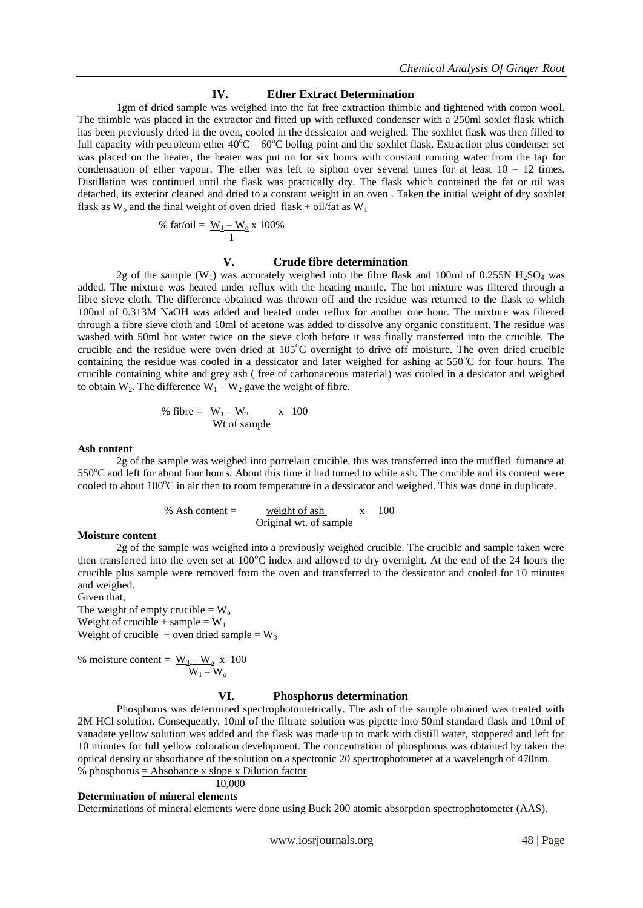## IV. Ether Extract Determination

1gm of dried sample was weighed into the fat free extraction thimble and tightened with cotton wool. The thimble was placed in the extractor and fitted up with refluxed condenser with a 250ml soxlet flask which has been previously dried in the oven, cooled in the dessicator and weighed. The soxhlet flask was then filled to full capacity with petroleum ether $40^oC – 60^oC$ boilng point and the soxhlet flask. Extraction plus condenser set was placed on the heater, the heater was put on for six hours with constant running water from the tap for condensation of ether vapour. The ether was left to siphon over several times for at least 10 – 12 times. Distillation was continued until the flask was practically dry. The flask which contained the fat or oil was detached, its exterior cleaned and dried to a constant weight in an oven . Taken the initial weight of dry soxhlet flask as $W_o$ and the final weight of oven dried flask + oil/fat as $W_1$

$$\% \text{ fat/oil} = \frac{W_1 - W_o}{1} \times 100\%$$

## V. Crude fibre determination

2g of the sample ($W_1$) was accurately weighed into the fibre flask and 100ml of 0.255N $H_2SO_4$ was added. The mixture was heated under reflux with the heating mantle. The hot mixture was filtered through a fibre sieve cloth. The difference obtained was thrown off and the residue was returned to the flask to which 100ml of 0.313M NaOH was added and heated under reflux for another one hour. The mixture was filtered through a fibre sieve cloth and 10ml of acetone was added to dissolve any organic constituent. The residue was washed with 50ml hot water twice on the sieve cloth before it was finally transferred into the crucible. The crucible and the residue were oven dried at $105^oC$ overnight to drive off moisture. The oven dried crucible containing the residue was cooled in a dessicator and later weighed for ashing at $550^oC$ for four hours. The crucible containing white and grey ash ( free of carbonaceous material) was cooled in a desicator and weighed to obtain $W_2$. The difference $W_1 – W_2$ gave the weight of fibre.

$$\% \text{ fibre} = \frac{W_1 - W_2}{\text{Wt of sample}} \times 100$$

**Ash content**

2g of the sample was weighed into porcelain crucible, this was transferred into the muffled furnance at $550^oC$ and left for about four hours. About this time it had turned to white ash. The crucible and its content were cooled to about $100^oC$ in air then to room temperature in a dessicator and weighed. This was done in duplicate.

$$\% \text{ Ash content} = \frac{\text{weight of ash}}{\text{Original wt. of sample}} \times 100$$

**Moisture content**

2g of the sample was weighed into a previously weighed crucible. The crucible and sample taken were then transferred into the oven set at $100^oC$ index and allowed to dry overnight. At the end of the 24 hours the crucible plus sample were removed from the oven and transferred to the dessicator and cooled for 10 minutes and weighed.

Given that,

The weight of empty crucible = $W_o$

Weight of crucible + sample = $W_1$

Weight of crucible + oven dried sample = $W_3$

$$\% \text{ moisture content} = \frac{W_3 - W_o}{W_1 - W_o} \times 100$$

## VI. Phosphorus determination

Phosphorus was determined spectrophotometrically. The ash of the sample obtained was treated with 2M HCl solution. Consequently, 10ml of the filtrate solution was pipette into 50ml standard flask and 10ml of vanadate yellow solution was added and the flask was made up to mark with distill water, stoppered and left for 10 minutes for full yellow coloration development. The concentration of phosphorus was obtained by taken the optical density or absorbance of the solution on a spectronic 20 spectrophotometer at a wavelength of 470nm.

$$\% \text{ phosphorus} = \frac{\text{Absobance} \times \text{slope} \times \text{Dilution factor}}{10{,}000}$$

**Determination of mineral elements**

Determinations of mineral elements were done using Buck 200 atomic absorption spectrophotometer (AAS).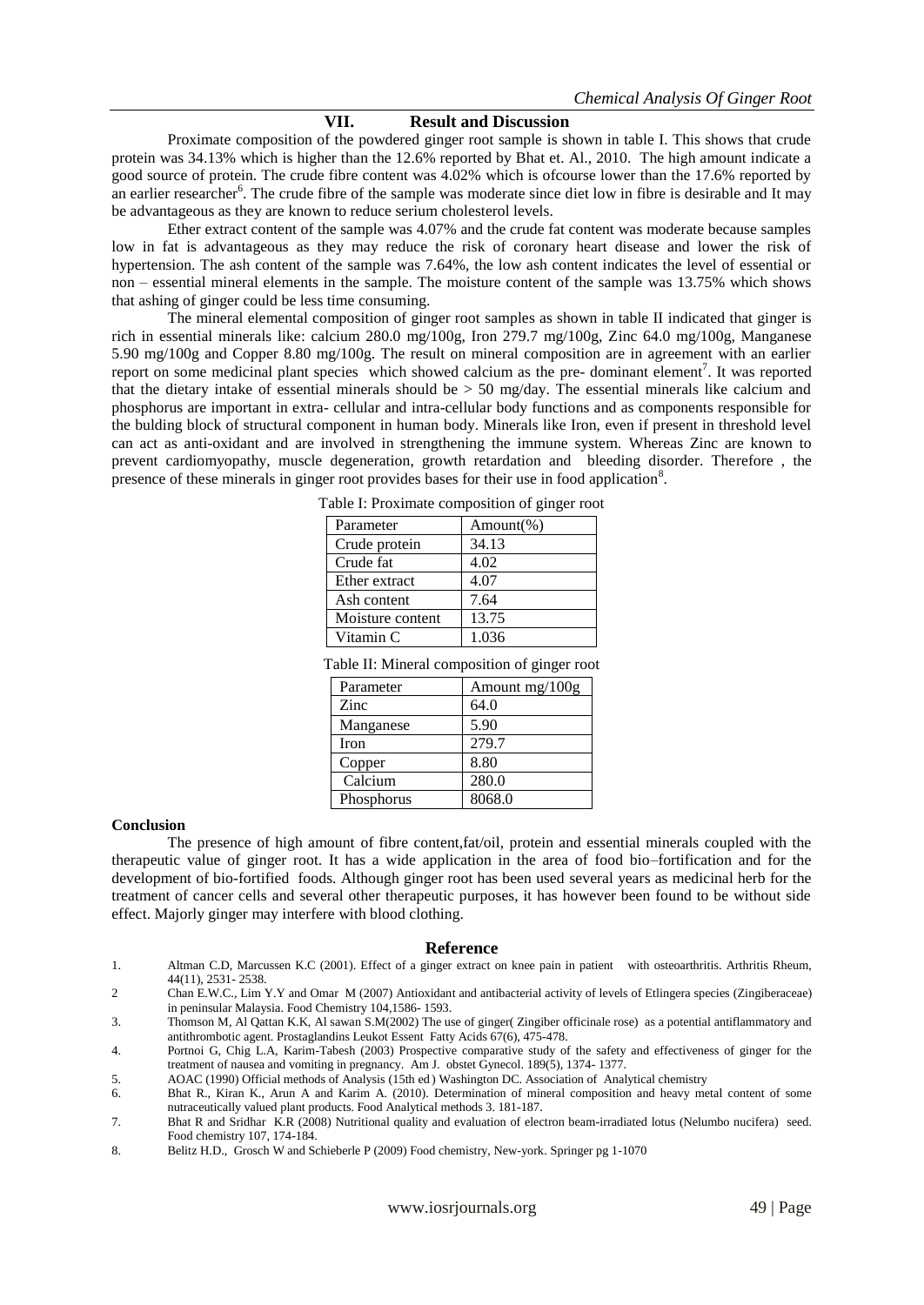## VII. Result and Discussion

Proximate composition of the powdered ginger root sample is shown in table I. This shows that crude protein was 34.13% which is higher than the 12.6% reported by Bhat et. Al., 2010. The high amount indicate a good source of protein. The crude fibre content was 4.02% which is ofcourse lower than the 17.6% reported by an earlier researcher[6]. The crude fibre of the sample was moderate since diet low in fibre is desirable and It may be advantageous as they are known to reduce serium cholesterol levels.

Ether extract content of the sample was 4.07% and the crude fat content was moderate because samples low in fat is advantageous as they may reduce the risk of coronary heart disease and lower the risk of hypertension. The ash content of the sample was 7.64%, the low ash content indicates the level of essential or non – essential mineral elements in the sample. The moisture content of the sample was 13.75% which shows that ashing of ginger could be less time consuming.

The mineral elemental composition of ginger root samples as shown in table II indicated that ginger is rich in essential minerals like: calcium 280.0 mg/100g, Iron 279.7 mg/100g, Zinc 64.0 mg/100g, Manganese 5.90 mg/100g and Copper 8.80 mg/100g. The result on mineral composition are in agreement with an earlier report on some medicinal plant species which showed calcium as the pre- dominant element[7]. It was reported that the dietary intake of essential minerals should be > 50 mg/day. The essential minerals like calcium and phosphorus are important in extra- cellular and intra-cellular body functions and as components responsible for the bulding block of structural component in human body. Minerals like Iron, even if present in threshold level can act as anti-oxidant and are involved in strengthening the immune system. Whereas Zinc are known to prevent cardiomyopathy, muscle degeneration, growth retardation and bleeding disorder. Therefore , the presence of these minerals in ginger root provides bases for their use in food application[8].

Table I: Proximate composition of ginger root

| Parameter | Amount(%) |
|---|---|
| Crude protein | 34.13 |
| Crude fat | 4.02 |
| Ether extract | 4.07 |
| Ash content | 7.64 |
| Moisture content | 13.75 |
| Vitamin C | 1.036 |

Table II: Mineral composition of ginger root

| Parameter | Amount mg/100g |
|---|---|
| Zinc | 64.0 |
| Manganese | 5.90 |
| Iron | 279.7 |
| Copper | 8.80 |
| Calcium | 280.0 |
| Phosphorus | 8068.0 |

**Conclusion**

The presence of high amount of fibre content,fat/oil, protein and essential minerals coupled with the therapeutic value of ginger root. It has a wide application in the area of food bio–fortification and for the development of bio-fortified foods. Although ginger root has been used several years as medicinal herb for the treatment of cancer cells and several other therapeutic purposes, it has however been found to be without side effect. Majorly ginger may interfere with blood clothing.

## Reference

1. Altman C.D, Marcussen K.C (2001). Effect of a ginger extract on knee pain in patient with osteoarthritis. Arthritis Rheum, 44(11), 2531- 2538.
2. Chan E.W.C., Lim Y.Y and Omar M (2007) Antioxidant and antibacterial activity of levels of Etlingera species (Zingiberaceae) in peninsular Malaysia. Food Chemistry 104,1586- 1593.
3. Thomson M, Al Qattan K.K, Al sawan S.M(2002) The use of ginger( Zingiber officinale rose) as a potential antiflammatory and antithrombotic agent. Prostaglandins Leukot Essent Fatty Acids 67(6), 475-478.
4. Portnoi G, Chig L.A, Karim-Tabesh (2003) Prospective comparative study of the safety and effectiveness of ginger for the treatment of nausea and vomiting in pregnancy. Am J. obstet Gynecol. 189(5), 1374- 1377.
5. AOAC (1990) Official methods of Analysis (15th ed) Washington DC. Association of Analytical chemistry
6. Bhat R., Kiran K., Arun A and Karim A. (2010). Determination of mineral composition and heavy metal content of some nutraceutically valued plant products. Food Analytical methods 3. 181-187.
7. Bhat R and Sridhar K.R (2008) Nutritional quality and evaluation of electron beam-irradiated lotus (Nelumbo nucifera) seed. Food chemistry 107, 174-184.
8. Belitz H.D., Grosch W and Schieberle P (2009) Food chemistry, New-york. Springer pg 1-1070